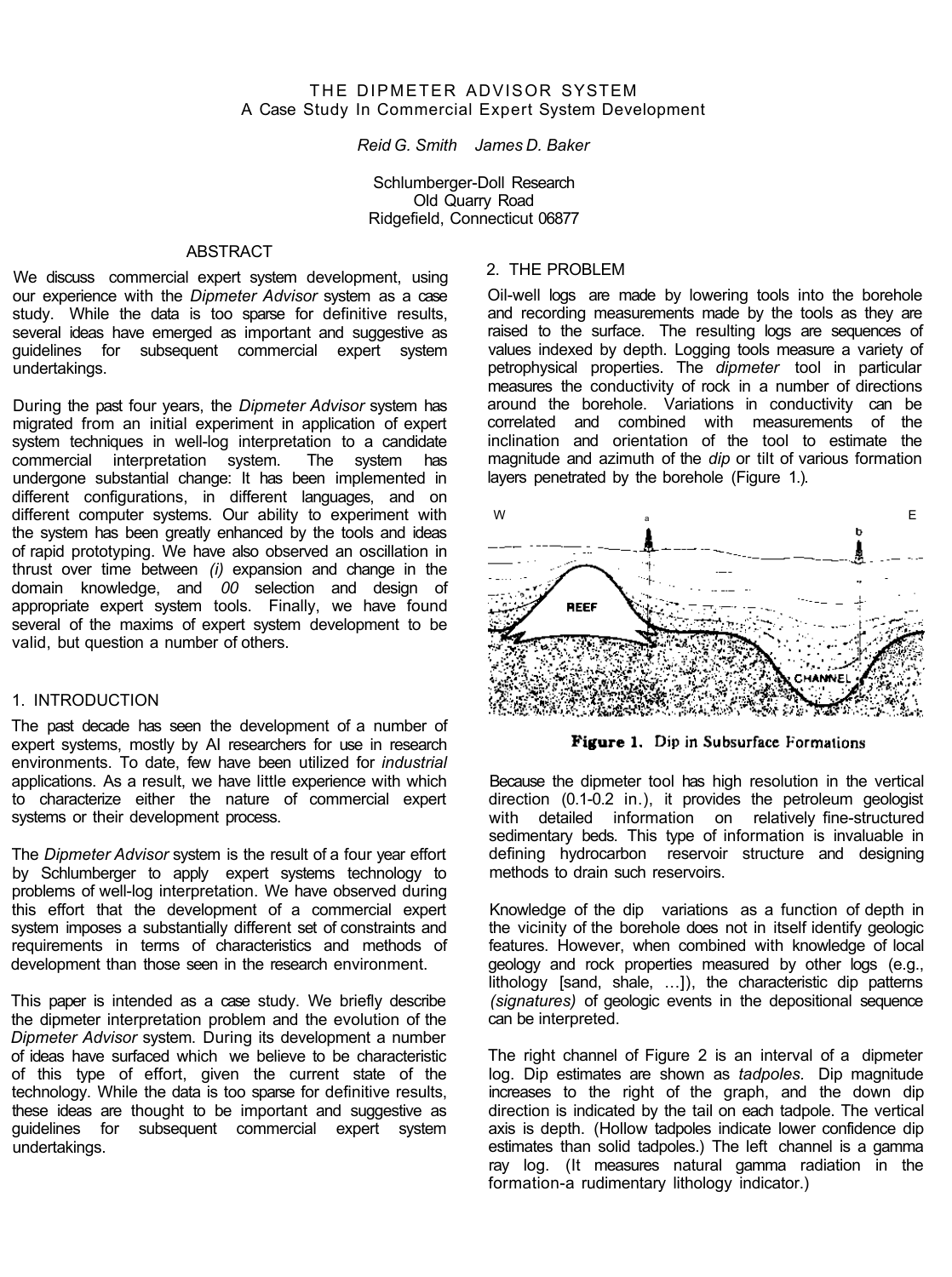# THE DIPMETER ADVISOR SYSTEM

## A Case Study In Commercial Expert System Development

*Reid G. Smith    James D. Baker*

Schlumberger-Doll Research
Old Quarry Road
Ridgefield, Connecticut 06877

## ABSTRACT

We discuss commercial expert system development, using our experience with the *Dipmeter Advisor* system as a case study. While the data is too sparse for definitive results, several ideas have emerged as important and suggestive as guidelines for subsequent commercial expert system undertakings.

During the past four years, the *Dipmeter Advisor* system has migrated from an initial experiment in application of expert system techniques in well-log interpretation to a candidate commercial interpretation system. The system has undergone substantial change: It has been implemented in different configurations, in different languages, and on different computer systems. Our ability to experiment with the system has been greatly enhanced by the tools and ideas of rapid prototyping. We have also observed an oscillation in thrust over time between *(i)* expansion and change in the domain knowledge, and *00* selection and design of appropriate expert system tools. Finally, we have found several of the maxims of expert system development to be valid, but question a number of others.

## 1. INTRODUCTION

The past decade has seen the development of a number of expert systems, mostly by AI researchers for use in research environments. To date, few have been utilized for *industrial* applications. As a result, we have little experience with which to characterize either the nature of commercial expert systems or their development process.

The *Dipmeter Advisor* system is the result of a four year effort by Schlumberger to apply expert systems technology to problems of well-log interpretation. We have observed during this effort that the development of a commercial expert system imposes a substantially different set of constraints and requirements in terms of characteristics and methods of development than those seen in the research environment.

This paper is intended as a case study. We briefly describe the dipmeter interpretation problem and the evolution of the *Dipmeter Advisor* system. During its development a number of ideas have surfaced which we believe to be characteristic of this type of effort, given the current state of the technology. While the data is too sparse for definitive results, these ideas are thought to be important and suggestive as guidelines for subsequent commercial expert system undertakings.

## 2. THE PROBLEM

Oil-well logs are made by lowering tools into the borehole and recording measurements made by the tools as they are raised to the surface. The resulting logs are sequences of values indexed by depth. Logging tools measure a variety of petrophysical properties. The *dipmeter* tool in particular measures the conductivity of rock in a number of directions around the borehole. Variations in conductivity can be correlated and combined with measurements of the inclination and orientation of the tool to estimate the magnitude and azimuth of the *dip* or tilt of various formation layers penetrated by the borehole (Figure 1.).

**Figure 1.** Dip in Subsurface Formations

Because the dipmeter tool has high resolution in the vertical direction (0.1-0.2 in.), it provides the petroleum geologist with detailed information on relatively fine-structured sedimentary beds. This type of information is invaluable in defining hydrocarbon reservoir structure and designing methods to drain such reservoirs.

Knowledge of the dip variations as a function of depth in the vicinity of the borehole does not in itself identify geologic features. However, when combined with knowledge of local geology and rock properties measured by other logs (e.g., lithology [sand, shale, ...]), the characteristic dip patterns *(signatures)* of geologic events in the depositional sequence can be interpreted.

The right channel of Figure 2 is an interval of a dipmeter log. Dip estimates are shown as *tadpoles.* Dip magnitude increases to the right of the graph, and the down dip direction is indicated by the tail on each tadpole. The vertical axis is depth. (Hollow tadpoles indicate lower confidence dip estimates than solid tadpoles.) The left channel is a gamma ray log. (It measures natural gamma radiation in the formation-a rudimentary lithology indicator.)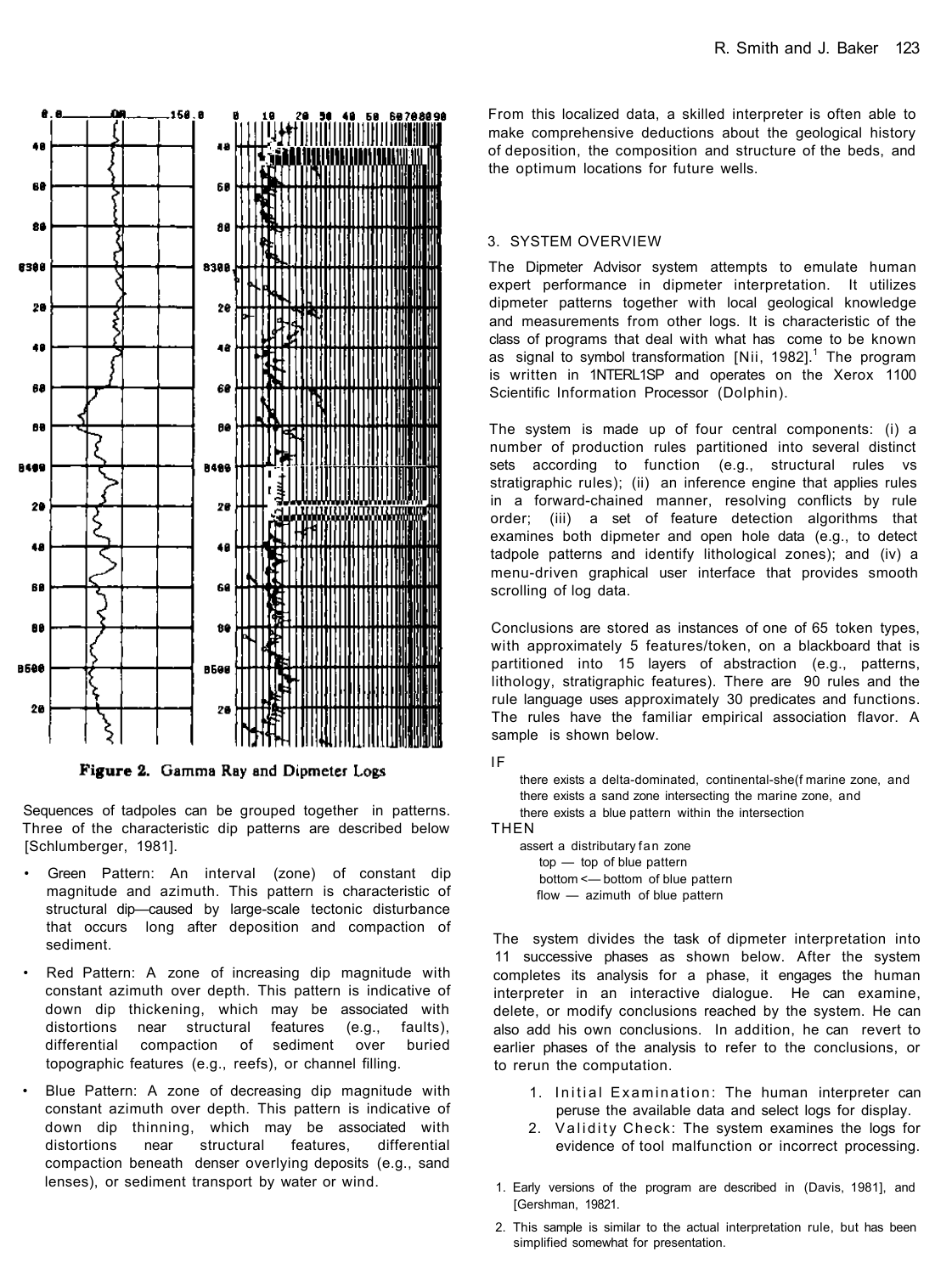Figure 2. Gamma Ray and Dipmeter Logs

Sequences of tadpoles can be grouped together in patterns. Three of the characteristic dip patterns are described below [Schlumberger, 1981].

- Green Pattern: An interval (zone) of constant dip magnitude and azimuth. This pattern is characteristic of structural dip—caused by large-scale tectonic disturbance that occurs long after deposition and compaction of sediment.
- Red Pattern: A zone of increasing dip magnitude with constant azimuth over depth. This pattern is indicative of down dip thickening, which may be associated with distortions near structural features (e.g., faults), differential compaction of sediment over buried topographic features (e.g., reefs), or channel filling.
- Blue Pattern: A zone of decreasing dip magnitude with constant azimuth over depth. This pattern is indicative of down dip thinning, which may be associated with distortions near structural features, differential compaction beneath denser overlying deposits (e.g., sand lenses), or sediment transport by water or wind.

From this localized data, a skilled interpreter is often able to make comprehensive deductions about the geological history of deposition, the composition and structure of the beds, and the optimum locations for future wells.

## 3. SYSTEM OVERVIEW

The Dipmeter Advisor system attempts to emulate human expert performance in dipmeter interpretation. It utilizes dipmeter patterns together with local geological knowledge and measurements from other logs. It is characteristic of the class of programs that deal with what has come to be known as signal to symbol transformation [Nii, 1982].[1] The program is written in 1NTERL1SP and operates on the Xerox 1100 Scientific Information Processor (Dolphin).

The system is made up of four central components: (i) a number of production rules partitioned into several distinct sets according to function (e.g., structural rules vs stratigraphic rules); (ii) an inference engine that applies rules in a forward-chained manner, resolving conflicts by rule order; (iii) a set of feature detection algorithms that examines both dipmeter and open hole data (e.g., to detect tadpole patterns and identify lithological zones); and (iv) a menu-driven graphical user interface that provides smooth scrolling of log data.

Conclusions are stored as instances of one of 65 token types, with approximately 5 features/token, on a blackboard that is partitioned into 15 layers of abstraction (e.g., patterns, lithology, stratigraphic features). There are 90 rules and the rule language uses approximately 30 predicates and functions. The rules have the familiar empirical association flavor. A sample is shown below.

```
IF
    there exists a delta-dominated, continental-she(f marine zone, and
    there exists a sand zone intersecting the marine zone, and
    there exists a blue pattern within the intersection
THEN
    assert a distributary fan zone
        top — top of blue pattern
        bottom <— bottom of blue pattern
        flow — azimuth of blue pattern
```

The system divides the task of dipmeter interpretation into 11 successive phases as shown below. After the system completes its analysis for a phase, it engages the human interpreter in an interactive dialogue. He can examine, delete, or modify conclusions reached by the system. He can also add his own conclusions. In addition, he can revert to earlier phases of the analysis to refer to the conclusions, or to rerun the computation.

1. Initial Examination: The human interpreter can peruse the available data and select logs for display.
2. Validity Check: The system examines the logs for evidence of tool malfunction or incorrect processing.

---

1. Early versions of the program are described in (Davis, 1981], and [Gershman, 19821.
2. This sample is similar to the actual interpretation rule, but has been simplified somewhat for presentation.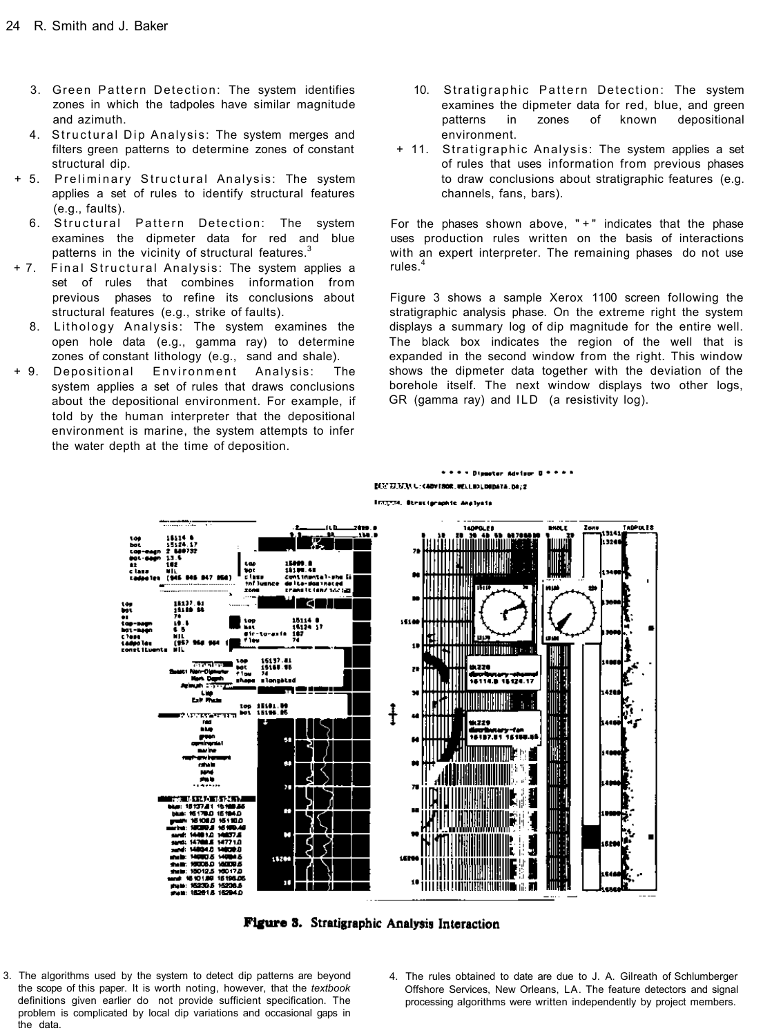3. Green Pattern Detection: The system identifies zones in which the tadpoles have similar magnitude and azimuth.
4. Structural Dip Analysis: The system merges and filters green patterns to determine zones of constant structural dip.

\+ 5. Preliminary Structural Analysis: The system applies a set of rules to identify structural features (e.g., faults).

6. Structural Pattern Detection: The system examines the dipmeter data for red and blue patterns in the vicinity of structural features.[3]

\+ 7. Final Structural Analysis: The system applies a set of rules that combines information from previous phases to refine its conclusions about structural features (e.g., strike of faults).

8. Lithology Analysis: The system examines the open hole data (e.g., gamma ray) to determine zones of constant lithology (e.g., sand and shale).

\+ 9. Depositional Environment Analysis: The system applies a set of rules that draws conclusions about the depositional environment. For example, if told by the human interpreter that the depositional environment is marine, the system attempts to infer the water depth at the time of deposition.

10. Stratigraphic Pattern Detection: The system examines the dipmeter data for red, blue, and green patterns in zones of known depositional environment.

\+ 11. Stratigraphic Analysis: The system applies a set of rules that uses information from previous phases to draw conclusions about stratigraphic features (e.g. channels, fans, bars).

For the phases shown above, "+" indicates that the phase uses production rules written on the basis of interactions with an expert interpreter. The remaining phases do not use rules.[4]

Figure 3 shows a sample Xerox 1100 screen following the stratigraphic analysis phase. On the extreme right the system displays a summary log of dip magnitude for the entire well. The black box indicates the region of the well that is expanded in the second window from the right. This window shows the dipmeter data together with the deviation of the borehole itself. The next window displays two other logs, GR (gamma ray) and ILD (a resistivity log).

**Figure 3.** Stratigraphic Analysis Interaction

---

3. The algorithms used by the system to detect dip patterns are beyond the scope of this paper. It is worth noting, however, that the *textbook* definitions given earlier do not provide sufficient specification. The problem is complicated by local dip variations and occasional gaps in the data.

4. The rules obtained to date are due to J. A. Gilreath of Schlumberger Offshore Services, New Orleans, LA. The feature detectors and signal processing algorithms were written independently by project members.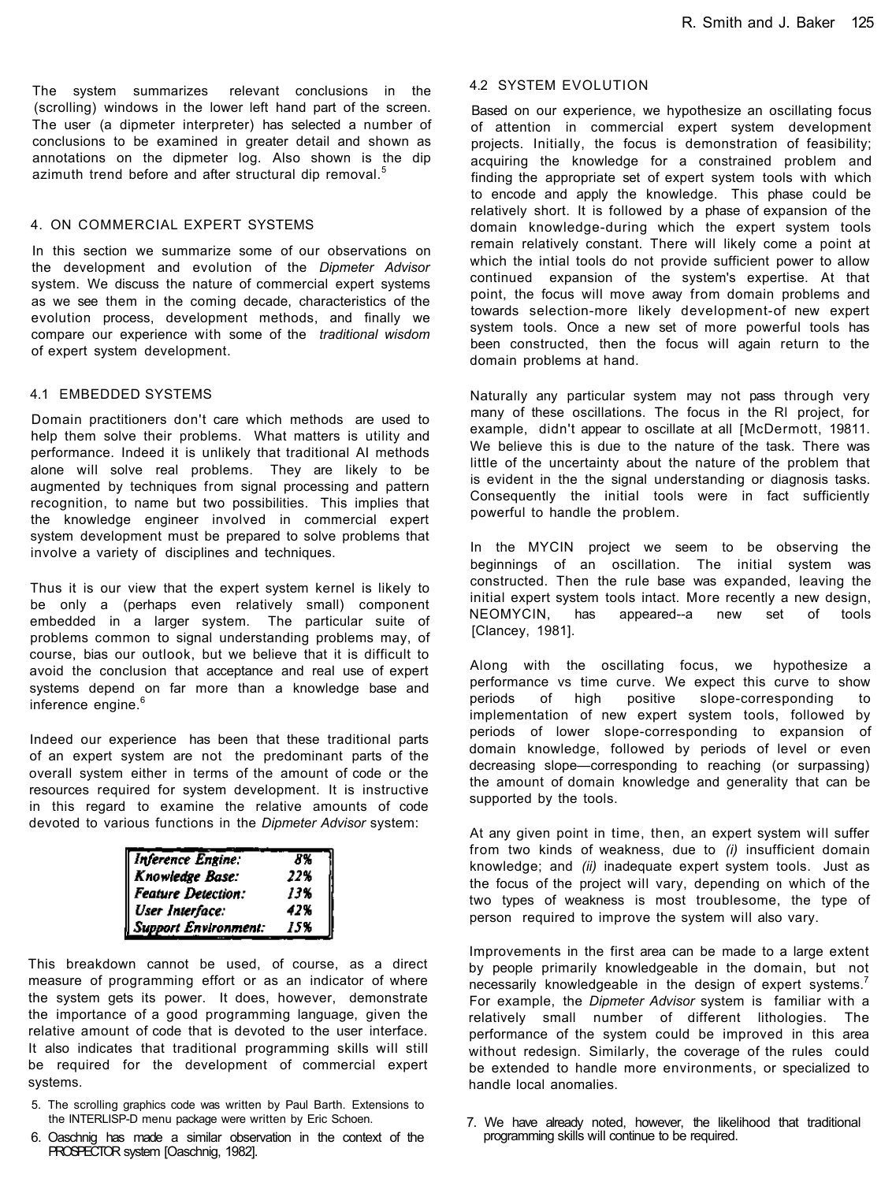The system summarizes relevant conclusions in the (scrolling) windows in the lower left hand part of the screen. The user (a dipmeter interpreter) has selected a number of conclusions to be examined in greater detail and shown as annotations on the dipmeter log. Also shown is the dip azimuth trend before and after structural dip removal.[5]

## 4. ON COMMERCIAL EXPERT SYSTEMS

In this section we summarize some of our observations on the development and evolution of the *Dipmeter Advisor* system. We discuss the nature of commercial expert systems as we see them in the coming decade, characteristics of the evolution process, development methods, and finally we compare our experience with some of the *traditional wisdom* of expert system development.

### 4.1 EMBEDDED SYSTEMS

Domain practitioners don't care which methods are used to help them solve their problems. What matters is utility and performance. Indeed it is unlikely that traditional AI methods alone will solve real problems. They are likely to be augmented by techniques from signal processing and pattern recognition, to name but two possibilities. This implies that the knowledge engineer involved in commercial expert system development must be prepared to solve problems that involve a variety of disciplines and techniques.

Thus it is our view that the expert system kernel is likely to be only a (perhaps even relatively small) component embedded in a larger system. The particular suite of problems common to signal understanding problems may, of course, bias our outlook, but we believe that it is difficult to avoid the conclusion that acceptance and real use of expert systems depend on far more than a knowledge base and inference engine.[6]

Indeed our experience has been that these traditional parts of an expert system are not the predominant parts of the overall system either in terms of the amount of code or the resources required for system development. It is instructive in this regard to examine the relative amounts of code devoted to various functions in the *Dipmeter Advisor* system:

| | |
|---|---|
| *Inference Engine:* | *8%* |
| *Knowledge Base:* | *22%* |
| *Feature Detection:* | *13%* |
| *User Interface:* | *42%* |
| *Support Environment:* | *15%* |

This breakdown cannot be used, of course, as a direct measure of programming effort or as an indicator of where the system gets its power. It does, however, demonstrate the importance of a good programming language, given the relative amount of code that is devoted to the user interface. It also indicates that traditional programming skills will still be required for the development of commercial expert systems.

### 4.2 SYSTEM EVOLUTION

Based on our experience, we hypothesize an oscillating focus of attention in commercial expert system development projects. Initially, the focus is demonstration of feasibility; acquiring the knowledge for a constrained problem and finding the appropriate set of expert system tools with which to encode and apply the knowledge. This phase could be relatively short. It is followed by a phase of expansion of the domain knowledge-during which the expert system tools remain relatively constant. There will likely come a point at which the intial tools do not provide sufficient power to allow continued expansion of the system's expertise. At that point, the focus will move away from domain problems and towards selection-more likely development-of new expert system tools. Once a new set of more powerful tools has been constructed, then the focus will again return to the domain problems at hand.

Naturally any particular system may not pass through very many of these oscillations. The focus in the Rl project, for example, didn't appear to oscillate at all [McDermott, 19811. We believe this is due to the nature of the task. There was little of the uncertainty about the nature of the problem that is evident in the the signal understanding or diagnosis tasks. Consequently the initial tools were in fact sufficiently powerful to handle the problem.

In the MYCIN project we seem to be observing the beginnings of an oscillation. The initial system was constructed. Then the rule base was expanded, leaving the initial expert system tools intact. More recently a new design, NEOMYCIN, has appeared--a new set of tools [Clancey, 1981].

Along with the oscillating focus, we hypothesize a performance vs time curve. We expect this curve to show periods of high positive slope-corresponding to implementation of new expert system tools, followed by periods of lower slope-corresponding to expansion of domain knowledge, followed by periods of level or even decreasing slope—corresponding to reaching (or surpassing) the amount of domain knowledge and generality that can be supported by the tools.

At any given point in time, then, an expert system will suffer from two kinds of weakness, due to *(i)* insufficient domain knowledge; and *(ii)* inadequate expert system tools. Just as the focus of the project will vary, depending on which of the two types of weakness is most troublesome, the type of person required to improve the system will also vary.

Improvements in the first area can be made to a large extent by people primarily knowledgeable in the domain, but not necessarily knowledgeable in the design of expert systems.[7] For example, the *Dipmeter Advisor* system is familiar with a relatively small number of different lithologies. The performance of the system could be improved in this area without redesign. Similarly, the coverage of the rules could be extended to handle more environments, or specialized to handle local anomalies.

5. The scrolling graphics code was written by Paul Barth. Extensions to the INTERLISP-D menu package were written by Eric Schoen.

6. Oaschnig has made a similar observation in the context of the PROSPECTOR system [Oaschnig, 1982].

7. We have already noted, however, the likelihood that traditional programming skills will continue to be required.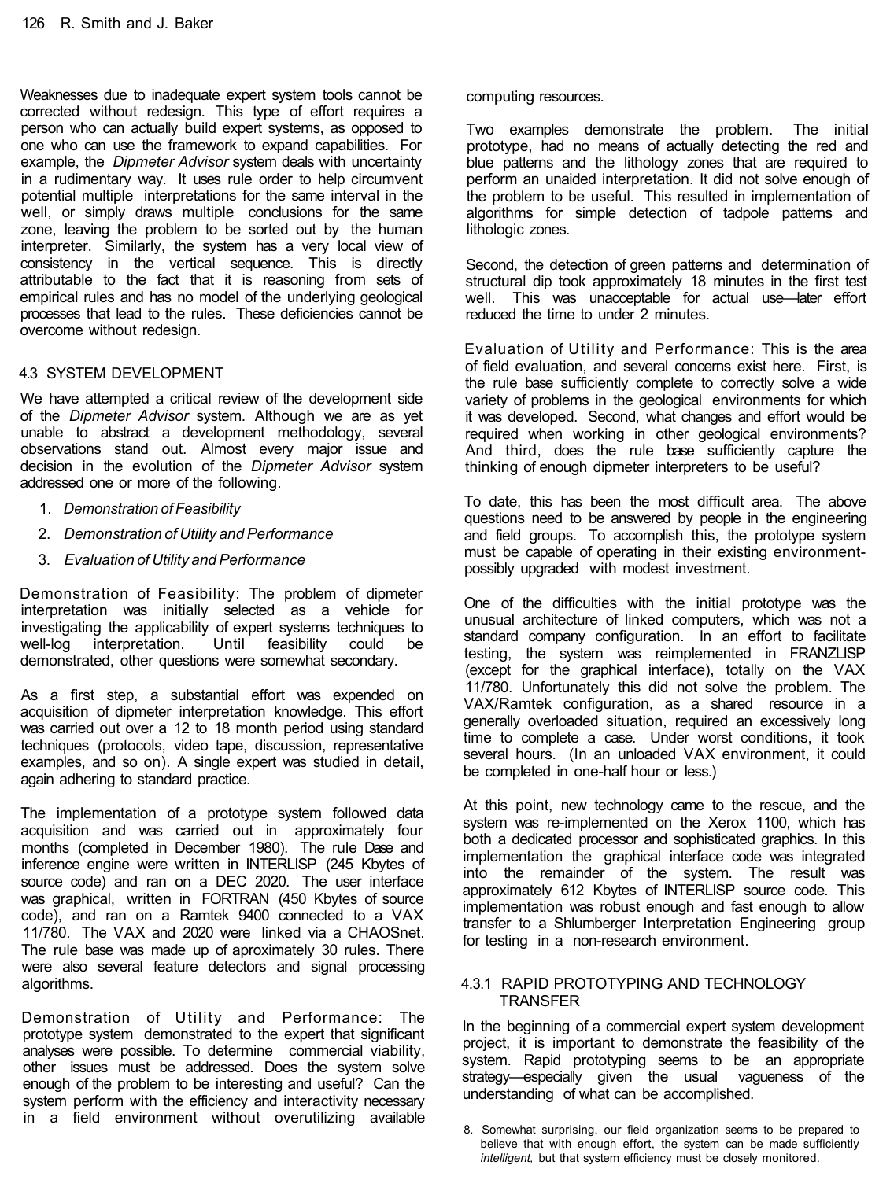Weaknesses due to inadequate expert system tools cannot be corrected without redesign. This type of effort requires a person who can actually build expert systems, as opposed to one who can use the framework to expand capabilities. For example, the *Dipmeter Advisor* system deals with uncertainty in a rudimentary way. It uses rule order to help circumvent potential multiple interpretations for the same interval in the well, or simply draws multiple conclusions for the same zone, leaving the problem to be sorted out by the human interpreter. Similarly, the system has a very local view of consistency in the vertical sequence. This is directly attributable to the fact that it is reasoning from sets of empirical rules and has no model of the underlying geological processes that lead to the rules. These deficiencies cannot be overcome without redesign.

### 4.3 SYSTEM DEVELOPMENT

We have attempted a critical review of the development side of the *Dipmeter Advisor* system. Although we are as yet unable to abstract a development methodology, several observations stand out. Almost every major issue and decision in the evolution of the *Dipmeter Advisor* system addressed one or more of the following.

1. *Demonstration of Feasibility*
2. *Demonstration of Utility and Performance*
3. *Evaluation of Utility and Performance*

Demonstration of Feasibility: The problem of dipmeter interpretation was initially selected as a vehicle for investigating the applicability of expert systems techniques to well-log interpretation. Until feasibility could be demonstrated, other questions were somewhat secondary.

As a first step, a substantial effort was expended on acquisition of dipmeter interpretation knowledge. This effort was carried out over a 12 to 18 month period using standard techniques (protocols, video tape, discussion, representative examples, and so on). A single expert was studied in detail, again adhering to standard practice.

The implementation of a prototype system followed data acquisition and was carried out in approximately four months (completed in December 1980). The rule Dase and inference engine were written in INTERLISP (245 Kbytes of source code) and ran on a DEC 2020. The user interface was graphical, written in FORTRAN (450 Kbytes of source code), and ran on a Ramtek 9400 connected to a VAX 11/780. The VAX and 2020 were linked via a CHAOSnet. The rule base was made up of aproximately 30 rules. There were also several feature detectors and signal processing algorithms.

Demonstration of Utility and Performance: The prototype system demonstrated to the expert that significant analyses were possible. To determine commercial viability, other issues must be addressed. Does the system solve enough of the problem to be interesting and useful? Can the system perform with the efficiency and interactivity necessary in a field environment without overutilizing available computing resources.

Two examples demonstrate the problem. The initial prototype, had no means of actually detecting the red and blue patterns and the lithology zones that are required to perform an unaided interpretation. It did not solve enough of the problem to be useful. This resulted in implementation of algorithms for simple detection of tadpole patterns and lithologic zones.

Second, the detection of green patterns and determination of structural dip took approximately 18 minutes in the first test well. This was unacceptable for actual use—later effort reduced the time to under 2 minutes.

Evaluation of Utility and Performance: This is the area of field evaluation, and several concerns exist here. First, is the rule base sufficiently complete to correctly solve a wide variety of problems in the geological environments for which it was developed. Second, what changes and effort would be required when working in other geological environments? And third, does the rule base sufficiently capture the thinking of enough dipmeter interpreters to be useful?

To date, this has been the most difficult area. The above questions need to be answered by people in the engineering and field groups. To accomplish this, the prototype system must be capable of operating in their existing environment-possibly upgraded with modest investment.

One of the difficulties with the initial prototype was the unusual architecture of linked computers, which was not a standard company configuration. In an effort to facilitate testing, the system was reimplemented in FRANZLISP (except for the graphical interface), totally on the VAX 11/780. Unfortunately this did not solve the problem. The VAX/Ramtek configuration, as a shared resource in a generally overloaded situation, required an excessively long time to complete a case. Under worst conditions, it took several hours. (In an unloaded VAX environment, it could be completed in one-half hour or less.)

At this point, new technology came to the rescue, and the system was re-implemented on the Xerox 1100, which has both a dedicated processor and sophisticated graphics. In this implementation the graphical interface code was integrated into the remainder of the system. The result was approximately 612 Kbytes of INTERLISP source code. This implementation was robust enough and fast enough to allow transfer to a Shlumberger Interpretation Engineering group for testing in a non-research environment.

#### 4.3.1 RAPID PROTOTYPING AND TECHNOLOGY TRANSFER

In the beginning of a commercial expert system development project, it is important to demonstrate the feasibility of the system. Rapid prototyping seems to be an appropriate strategy—especially given the usual vagueness of the understanding of what can be accomplished.

8. Somewhat surprising, our field organization seems to be prepared to believe that with enough effort, the system can be made sufficiently *intelligent,* but that system efficiency must be closely monitored.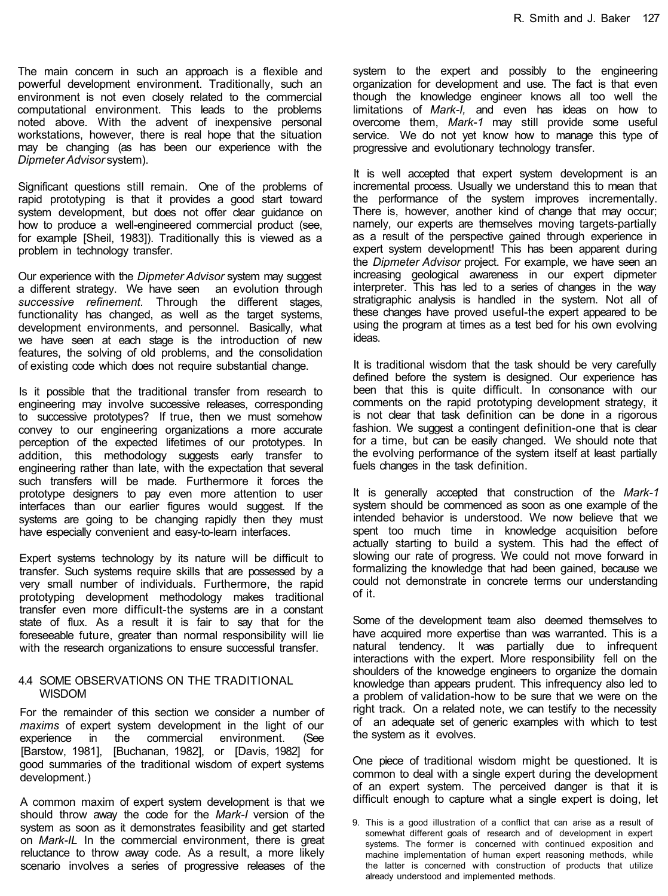The main concern in such an approach is a flexible and powerful development environment. Traditionally, such an environment is not even closely related to the commercial computational environment. This leads to the problems noted above. With the advent of inexpensive personal workstations, however, there is real hope that the situation may be changing (as has been our experience with the *Dipmeter Advisor* system).

Significant questions still remain. One of the problems of rapid prototyping is that it provides a good start toward system development, but does not offer clear guidance on how to produce a well-engineered commercial product (see, for example [Sheil, 1983]). Traditionally this is viewed as a problem in technology transfer.

Our experience with the *Dipmeter Advisor* system may suggest a different strategy. We have seen an evolution through *successive refinement.* Through the different stages, functionality has changed, as well as the target systems, development environments, and personnel. Basically, what we have seen at each stage is the introduction of new features, the solving of old problems, and the consolidation of existing code which does not require substantial change.

Is it possible that the traditional transfer from research to engineering may involve successive releases, corresponding to successive prototypes? If true, then we must somehow convey to our engineering organizations a more accurate perception of the expected lifetimes of our prototypes. In addition, this methodology suggests early transfer to engineering rather than late, with the expectation that several such transfers will be made. Furthermore it forces the prototype designers to pay even more attention to user interfaces than our earlier figures would suggest. If the systems are going to be changing rapidly then they must have especially convenient and easy-to-learn interfaces.

Expert systems technology by its nature will be difficult to transfer. Such systems require skills that are possessed by a very small number of individuals. Furthermore, the rapid prototyping development methodology makes traditional transfer even more difficult-the systems are in a constant state of flux. As a result it is fair to say that for the foreseeable future, greater than normal responsibility will lie with the research organizations to ensure successful transfer.

### 4.4 SOME OBSERVATIONS ON THE TRADITIONAL WISDOM

For the remainder of this section we consider a number of *maxims* of expert system development in the light of our experience in the commercial environment. (See [Barstow, 1981], [Buchanan, 1982], or [Davis, 1982] for good summaries of the traditional wisdom of expert systems development.)

A common maxim of expert system development is that we should throw away the code for the *Mark-I* version of the system as soon as it demonstrates feasibility and get started on *Mark-IL* In the commercial environment, there is great reluctance to throw away code. As a result, a more likely scenario involves a series of progressive releases of the system to the expert and possibly to the engineering organization for development and use. The fact is that even though the knowledge engineer knows all too well the limitations of *Mark-I,* and even has ideas on how to overcome them, *Mark-1* may still provide some useful service. We do not yet know how to manage this type of progressive and evolutionary technology transfer.

It is well accepted that expert system development is an incremental process. Usually we understand this to mean that the performance of the system improves incrementally. There is, however, another kind of change that may occur; namely, our experts are themselves moving targets-partially as a result of the perspective gained through experience in expert system development! This has been apparent during the *Dipmeter Advisor* project. For example, we have seen an increasing geological awareness in our expert dipmeter interpreter. This has led to a series of changes in the way stratigraphic analysis is handled in the system. Not all of these changes have proved useful-the expert appeared to be using the program at times as a test bed for his own evolving ideas.

It is traditional wisdom that the task should be very carefully defined before the system is designed. Our experience has been that this is quite difficult. In consonance with our comments on the rapid prototyping development strategy, it is not clear that task definition can be done in a rigorous fashion. We suggest a contingent definition-one that is clear for a time, but can be easily changed. We should note that the evolving performance of the system itself at least partially fuels changes in the task definition.

It is generally accepted that construction of the *Mark-1* system should be commenced as soon as one example of the intended behavior is understood. We now believe that we spent too much time in knowledge acquisition before actually starting to build a system. This had the effect of slowing our rate of progress. We could not move forward in formalizing the knowledge that had been gained, because we could not demonstrate in concrete terms our understanding of it.

Some of the development team also deemed themselves to have acquired more expertise than was warranted. This is a natural tendency. It was partially due to infrequent interactions with the expert. More responsibility fell on the shoulders of the knowedge engineers to organize the domain knowledge than appears prudent. This infrequency also led to a problem of validation-how to be sure that we were on the right track. On a related note, we can testify to the necessity of an adequate set of generic examples with which to test the system as it evolves.

One piece of traditional wisdom might be questioned. It is common to deal with a single expert during the development of an expert system. The perceived danger is that it is difficult enough to capture what a single expert is doing, let

9. This is a good illustration of a conflict that can arise as a result of somewhat different goals of research and of development in expert systems. The former is concerned with continued exposition and machine implementation of human expert reasoning methods, while the latter is concerned with construction of products that utilize already understood and implemented methods.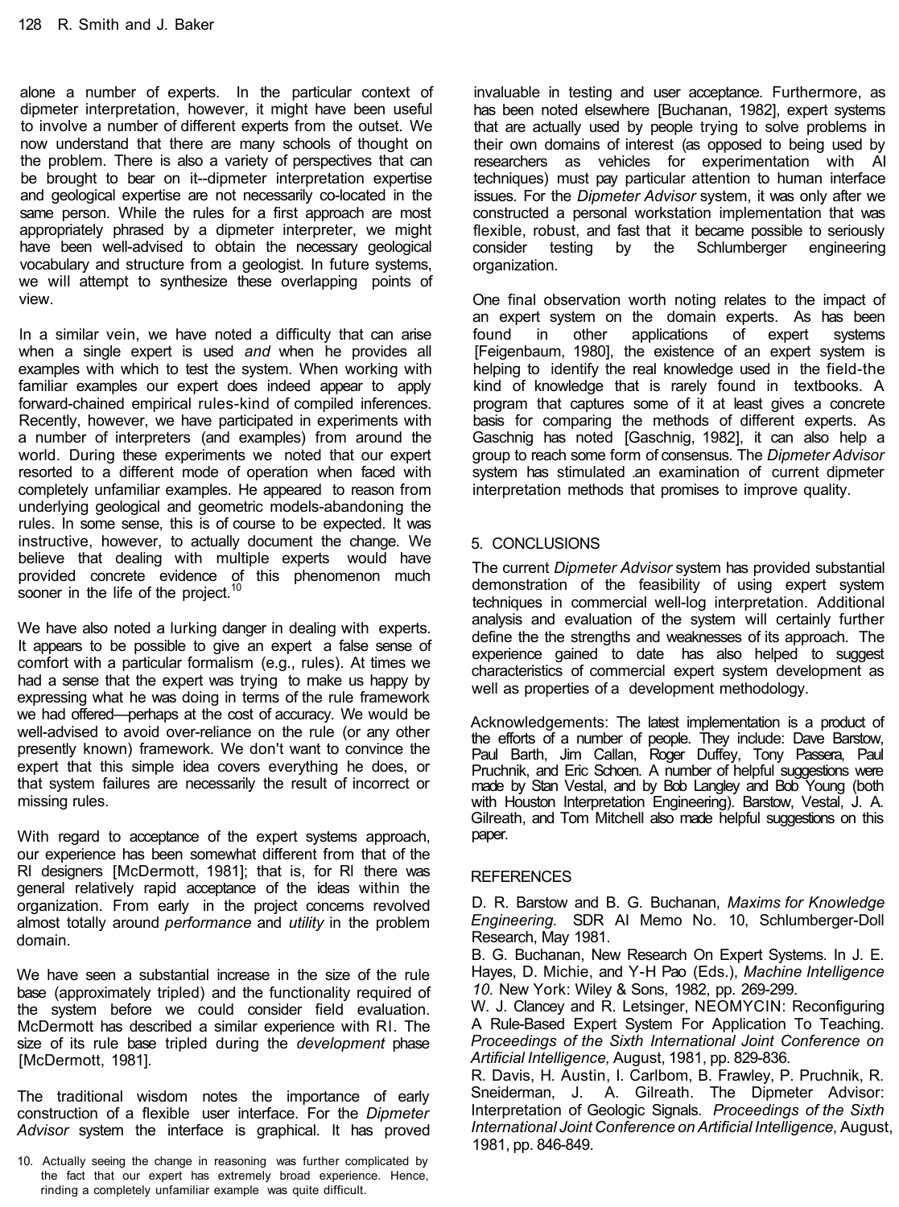alone a number of experts. In the particular context of dipmeter interpretation, however, it might have been useful to involve a number of different experts from the outset. We now understand that there are many schools of thought on the problem. There is also a variety of perspectives that can be brought to bear on it--dipmeter interpretation expertise and geological expertise are not necessarily co-located in the same person. While the rules for a first approach are most appropriately phrased by a dipmeter interpreter, we might have been well-advised to obtain the necessary geological vocabulary and structure from a geologist. In future systems, we will attempt to synthesize these overlapping points of view.

In a similar vein, we have noted a difficulty that can arise when a single expert is used *and* when he provides all examples with which to test the system. When working with familiar examples our expert does indeed appear to apply forward-chained empirical rules-kind of compiled inferences. Recently, however, we have participated in experiments with a number of interpreters (and examples) from around the world. During these experiments we noted that our expert resorted to a different mode of operation when faced with completely unfamiliar examples. He appeared to reason from underlying geological and geometric models-abandoning the rules. In some sense, this is of course to be expected. It was instructive, however, to actually document the change. We believe that dealing with multiple experts would have provided concrete evidence of this phenomenon much sooner in the life of the project.[10]

We have also noted a lurking danger in dealing with experts. It appears to be possible to give an expert a false sense of comfort with a particular formalism (e.g., rules). At times we had a sense that the expert was trying to make us happy by expressing what he was doing in terms of the rule framework we had offered—perhaps at the cost of accuracy. We would be well-advised to avoid over-reliance on the rule (or any other presently known) framework. We don't want to convince the expert that this simple idea covers everything he does, or that system failures are necessarily the result of incorrect or missing rules.

With regard to acceptance of the expert systems approach, our experience has been somewhat different from that of the RI designers [McDermott, 1981]; that is, for RI there was general relatively rapid acceptance of the ideas within the organization. From early in the project concerns revolved almost totally around *performance* and *utility* in the problem domain.

We have seen a substantial increase in the size of the rule base (approximately tripled) and the functionality required of the system before we could consider field evaluation. McDermott has described a similar experience with RI. The size of its rule base tripled during the *development* phase [McDermott, 1981].

The traditional wisdom notes the importance of early construction of a flexible user interface. For the *Dipmeter Advisor* system the interface is graphical. It has proved invaluable in testing and user acceptance. Furthermore, as has been noted elsewhere [Buchanan, 1982], expert systems that are actually used by people trying to solve problems in their own domains of interest (as opposed to being used by researchers as vehicles for experimentation with AI techniques) must pay particular attention to human interface issues. For the *Dipmeter Advisor* system, it was only after we constructed a personal workstation implementation that was flexible, robust, and fast that it became possible to seriously consider testing by the Schlumberger engineering organization.

One final observation worth noting relates to the impact of an expert system on the domain experts. As has been found in other applications of expert systems [Feigenbaum, 1980], the existence of an expert system is helping to identify the real knowledge used in the field-the kind of knowledge that is rarely found in textbooks. A program that captures some of it at least gives a concrete basis for comparing the methods of different experts. As Gaschnig has noted [Gaschnig, 1982], it can also help a group to reach some form of consensus. The *Dipmeter Advisor* system has stimulated .an examination of current dipmeter interpretation methods that promises to improve quality.

## 5. CONCLUSIONS

The current *Dipmeter Advisor* system has provided substantial demonstration of the feasibility of using expert system techniques in commercial well-log interpretation. Additional analysis and evaluation of the system will certainly further define the the strengths and weaknesses of its approach. The experience gained to date has also helped to suggest characteristics of commercial expert system development as well as properties of a development methodology.

Acknowledgements: The latest implementation is a product of the efforts of a number of people. They include: Dave Barstow, Paul Barth, Jim Callan, Roger Duffey, Tony Passera, Paul Pruchnik, and Eric Schoen. A number of helpful suggestions were made by Stan Vestal, and by Bob Langley and Bob Young (both with Houston Interpretation Engineering). Barstow, Vestal, J. A. Gilreath, and Tom Mitchell also made helpful suggestions on this paper.

## REFERENCES

D. R. Barstow and B. G. Buchanan, *Maxims for Knowledge Engineering.* SDR AI Memo No. 10, Schlumberger-Doll Research, May 1981.

B. G. Buchanan, New Research On Expert Systems. In J. E. Hayes, D. Michie, and Y-H Pao (Eds.), *Machine Intelligence 10.* New York: Wiley & Sons, 1982, pp. 269-299.

W. J. Clancey and R. Letsinger, NEOMYCIN: Reconfiguring A Rule-Based Expert System For Application To Teaching. *Proceedings of the Sixth International Joint Conference on Artificial Intelligence,* August, 1981, pp. 829-836.

R. Davis, H. Austin, I. Carlbom, B. Frawley, P. Pruchnik, R. Sneiderman, J. A. Gilreath. The Dipmeter Advisor: Interpretation of Geologic Signals. *Proceedings of the Sixth International Joint Conference on Artificial Intelligence,* August, 1981, pp. 846-849.

10. Actually seeing the change in reasoning was further complicated by the fact that our expert has extremely broad experience. Hence, rinding a completely unfamiliar example was quite difficult.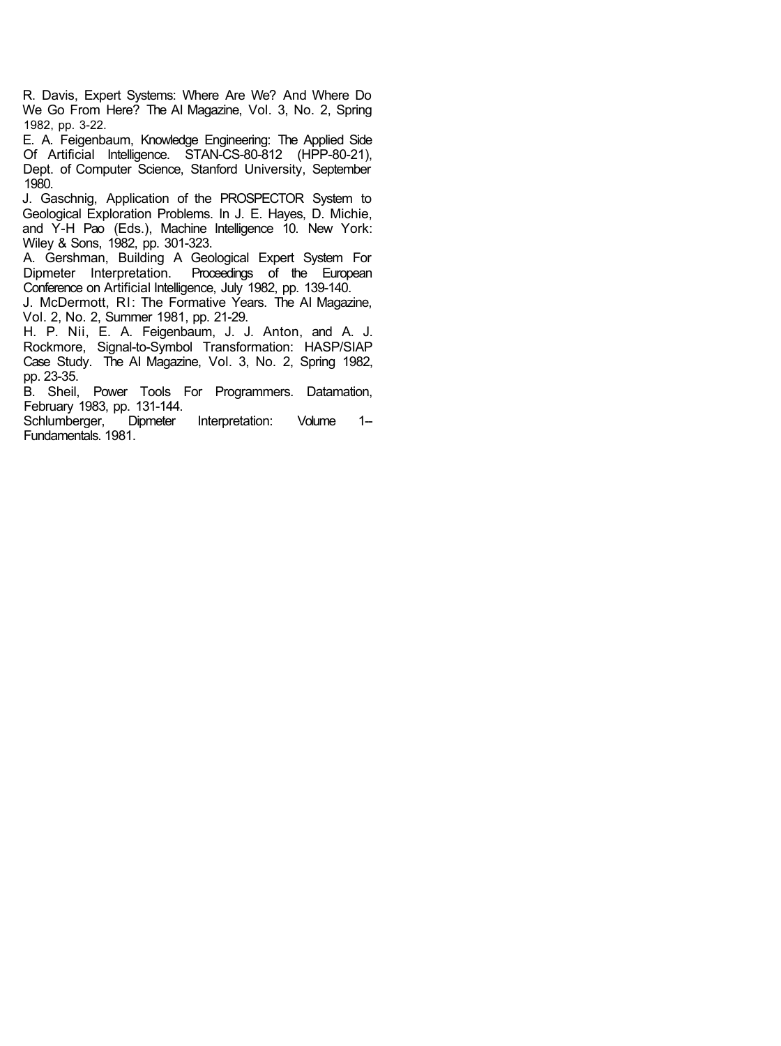R. Davis, Expert Systems: Where Are We? And Where Do We Go From Here? The AI Magazine, Vol. 3, No. 2, Spring 1982, pp. 3-22.

E. A. Feigenbaum, Knowledge Engineering: The Applied Side Of Artificial Intelligence. STAN-CS-80-812 (HPP-80-21), Dept. of Computer Science, Stanford University, September 1980.

J. Gaschnig, Application of the PROSPECTOR System to Geological Exploration Problems. In J. E. Hayes, D. Michie, and Y-H Pao (Eds.), Machine Intelligence 10. New York: Wiley & Sons, 1982, pp. 301-323.

A. Gershman, Building A Geological Expert System For Dipmeter Interpretation. Proceedings of the European Conference on Artificial Intelligence, July 1982, pp. 139-140.

J. McDermott, RI: The Formative Years. The AI Magazine, Vol. 2, No. 2, Summer 1981, pp. 21-29.

H. P. Nii, E. A. Feigenbaum, J. J. Anton, and A. J. Rockmore, Signal-to-Symbol Transformation: HASP/SIAP Case Study. The AI Magazine, Vol. 3, No. 2, Spring 1982, pp. 23-35.

B. Sheil, Power Tools For Programmers. Datamation, February 1983, pp. 131-144.

Schlumberger, Dipmeter Interpretation: Volume 1– Fundamentals. 1981.